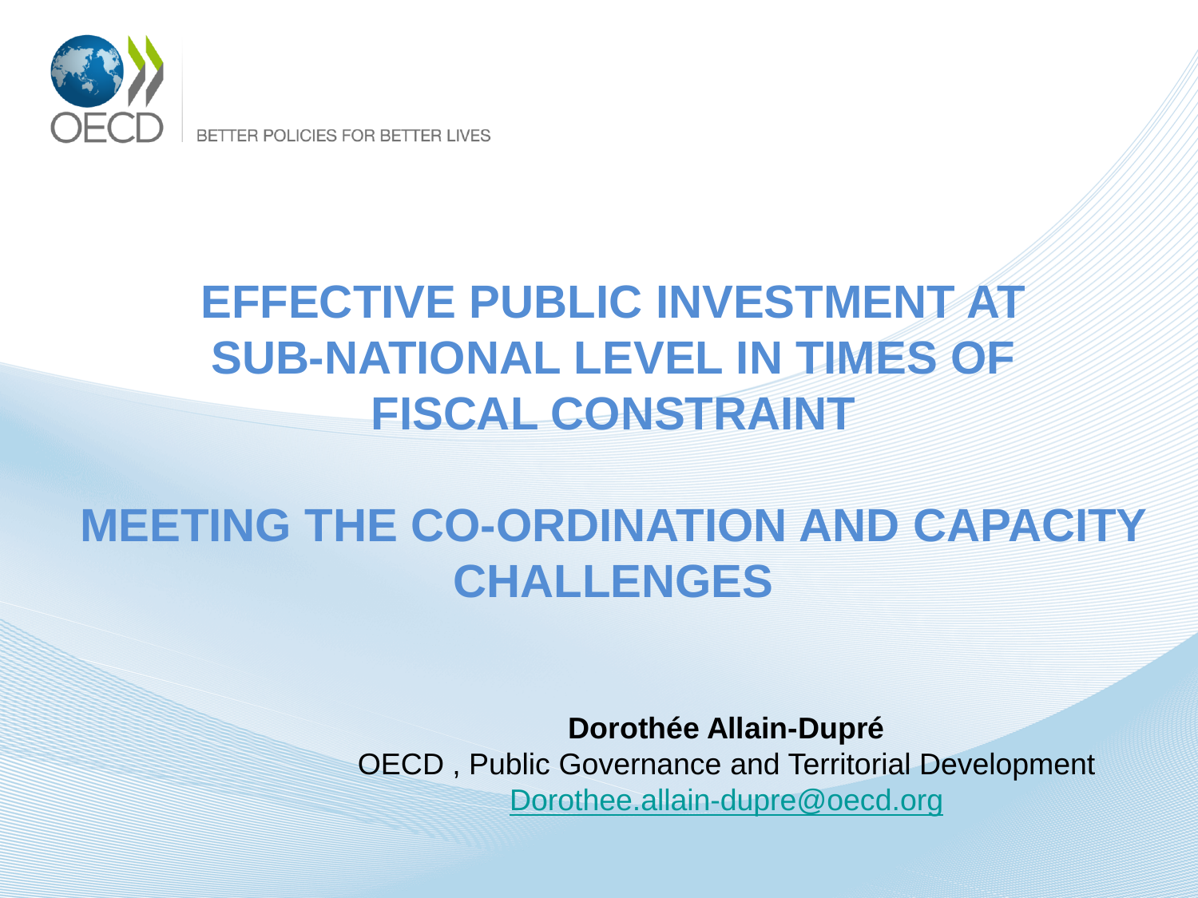BETTER POLICIES FOR BETTER LIVES

# EFFECTIVE PUBLIC INVESTMENT AT SUB-NATIONAL LEVEL IN TIMES OF FISCAL CONSTRAINT

# MEETING THE CO-ORDINATION AND CAPACITY CHALLENGES

**Dorothée Allain-Dupré**

OECD , Public Governance and Territorial Development

Dorothee.allain-dupre@oecd.org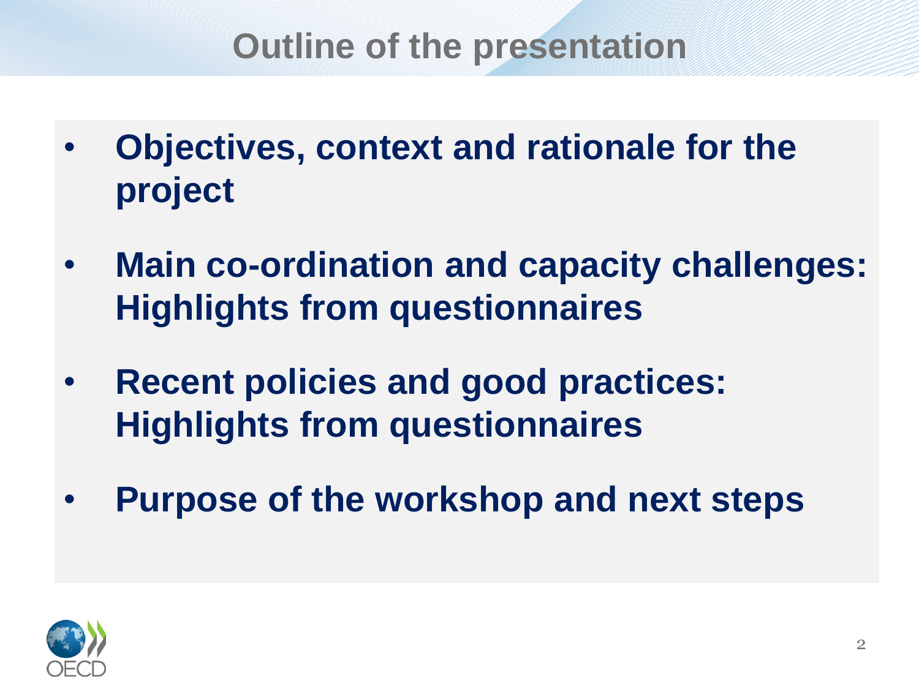# Outline of the presentation

- **Objectives, context and rationale for the project**
- **Main co-ordination and capacity challenges: Highlights from questionnaires**
- **Recent policies and good practices: Highlights from questionnaires**
- **Purpose of the workshop and next steps**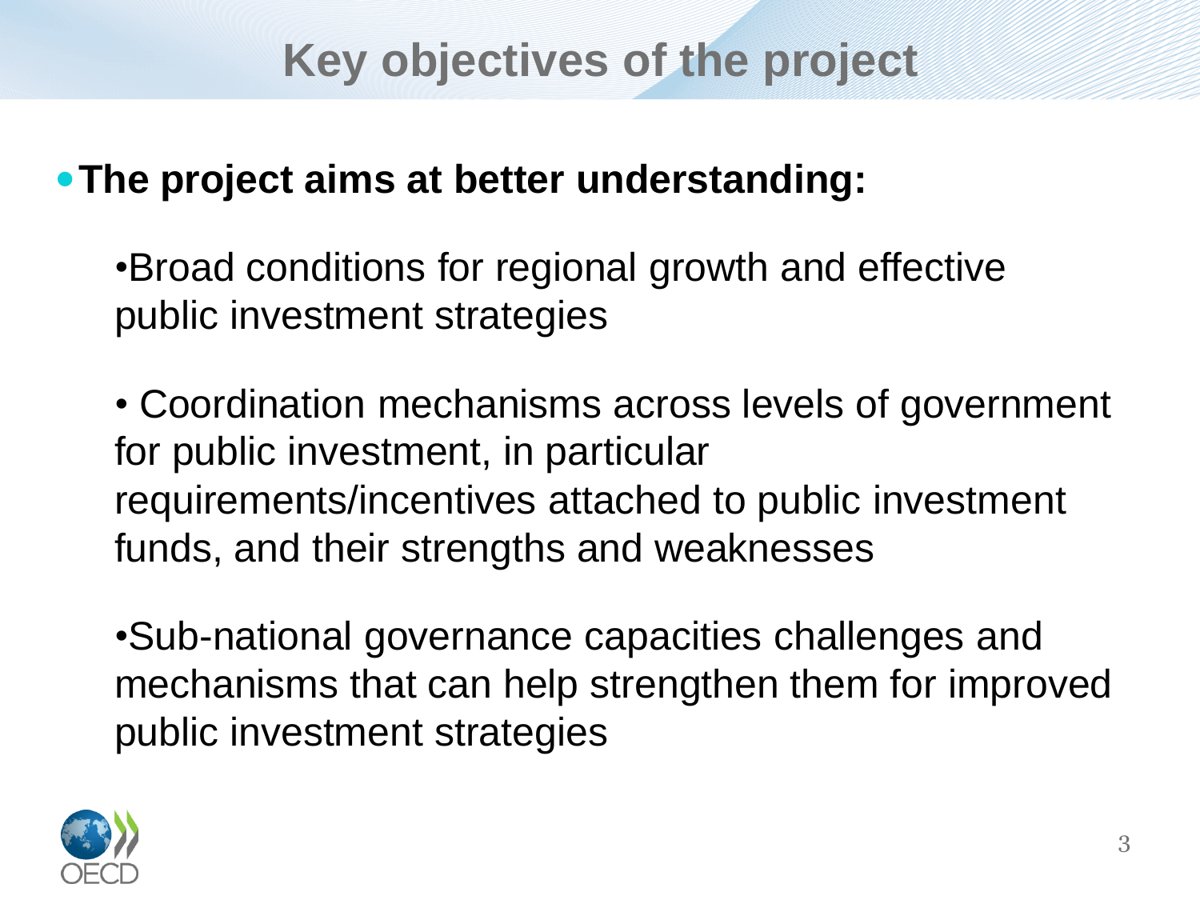# Key objectives of the project

- **The project aims at better understanding:**
  - Broad conditions for regional growth and effective public investment strategies
  - Coordination mechanisms across levels of government for public investment, in particular requirements/incentives attached to public investment funds, and their strengths and weaknesses
  - Sub-national governance capacities challenges and mechanisms that can help strengthen them for improved public investment strategies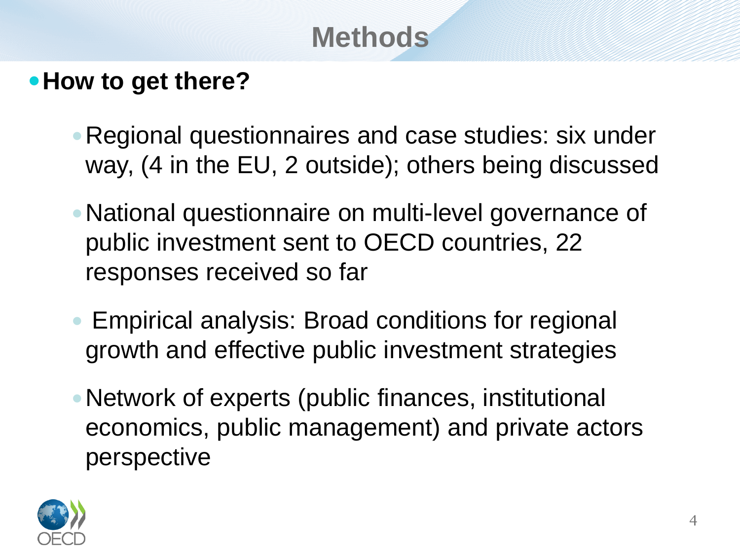# Methods

- **How to get there?**
  - Regional questionnaires and case studies: six under way, (4 in the EU, 2 outside); others being discussed
  - National questionnaire on multi-level governance of public investment sent to OECD countries, 22 responses received so far
  - Empirical analysis: Broad conditions for regional growth and effective public investment strategies
  - Network of experts (public finances, institutional economics, public management) and private actors perspective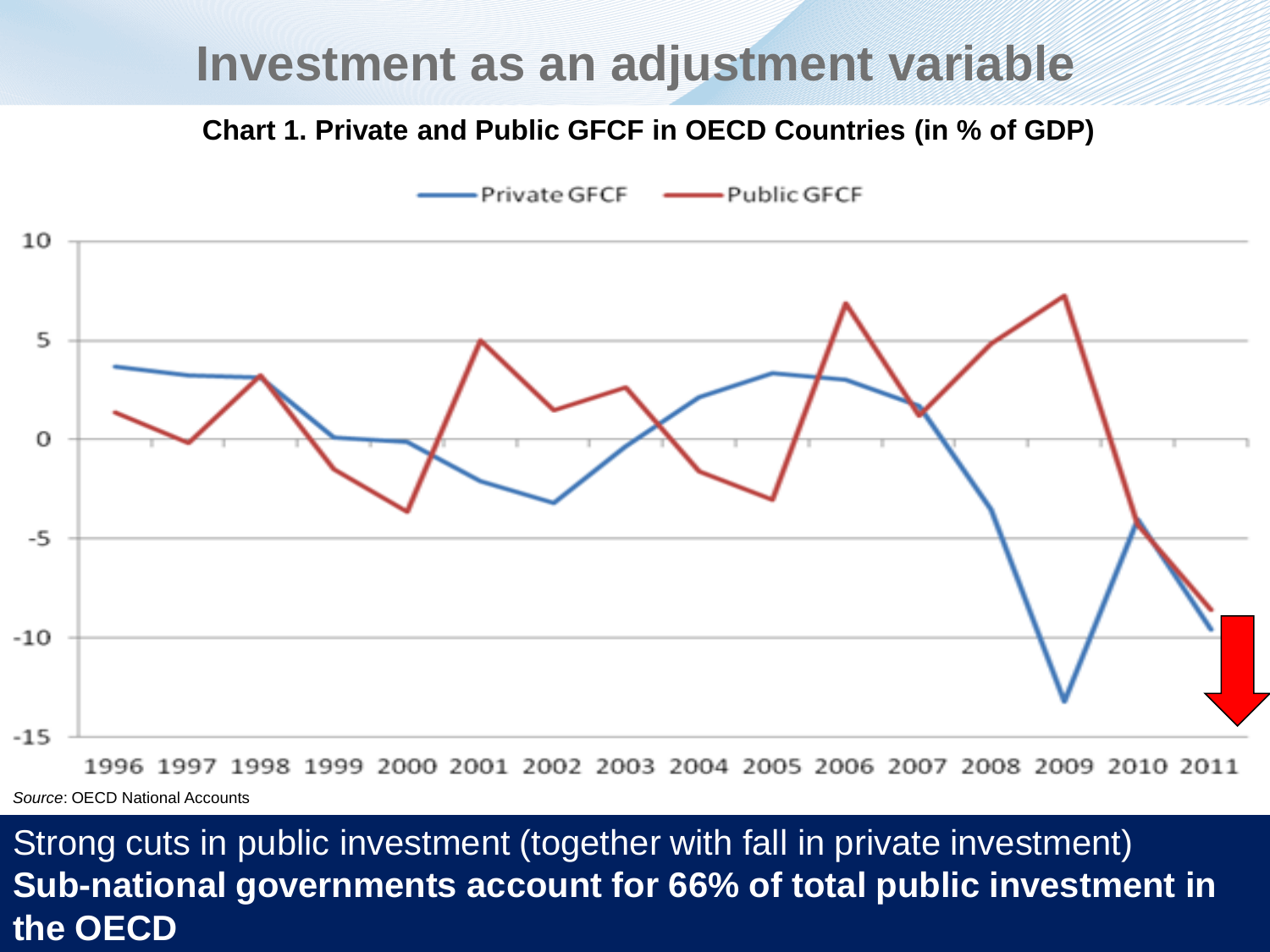# Investment as an adjustment variable

**Chart 1. Private and Public GFCF in OECD Countries (in % of GDP)**

*Source*: OECD National Accounts

Strong cuts in public investment (together with fall in private investment)

**Sub-national governments account for 66% of total public investment in the OECD**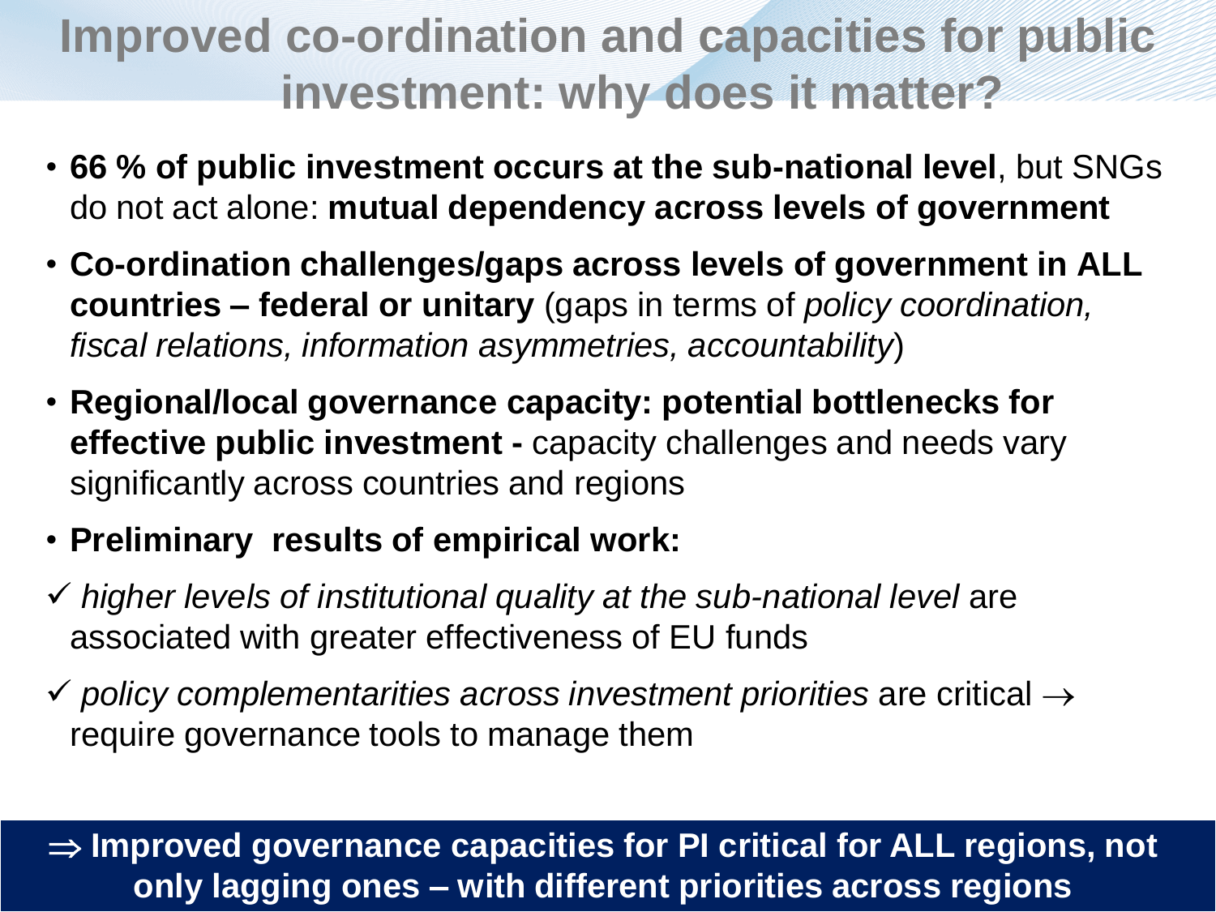# Improved co-ordination and capacities for public investment: why does it matter?

- **66 % of public investment occurs at the sub-national level**, but SNGs do not act alone: **mutual dependency across levels of government**
- **Co-ordination challenges/gaps across levels of government in ALL countries – federal or unitary** (gaps in terms of *policy coordination, fiscal relations, information asymmetries, accountability*)
- **Regional/local governance capacity: potential bottlenecks for effective public investment -** capacity challenges and needs vary significantly across countries and regions
- **Preliminary results of empirical work:**

✓ *higher levels of institutional quality at the sub-national level* are associated with greater effectiveness of EU funds

✓ *policy complementarities across investment priorities* are critical → require governance tools to manage them

**⇒ Improved governance capacities for PI critical for ALL regions, not only lagging ones – with different priorities across regions**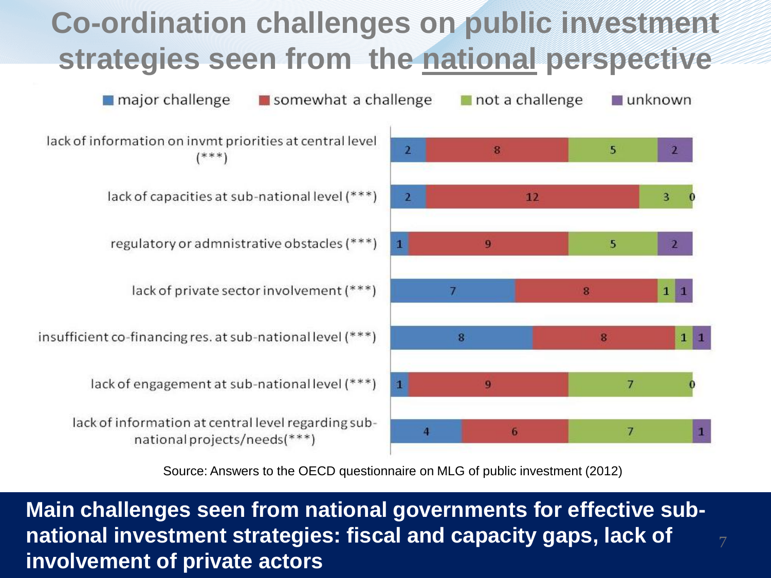# Co-ordination challenges on public investment strategies seen from the national perspective

| | major challenge | somewhat a challenge | not a challenge | unknown |
|---|---|---|---|---|
| lack of information on invmt priorities at central level (***) | 2 | 8 | 5 | 2 |
| lack of capacities at sub-national level (***) | 2 | 12 | 3 | 0 |
| regulatory or admnistrative obstacles (***) | 1 | 9 | 5 | 2 |
| lack of private sector involvement (***) | 7 | 8 | 1 | 1 |
| insufficient co-financing res. at sub-national level (***) | 8 | 8 | 1 | 1 |
| lack of engagement at sub-national level (***) | 1 | 9 | 7 | 0 |
| lack of information at central level regarding sub-national projects/needs(***) | 4 | 6 | 7 | 1 |

Source: Answers to the OECD questionnaire on MLG of public investment (2012)

**Main challenges seen from national governments for effective sub-national investment strategies: fiscal and capacity gaps, lack of involvement of private actors**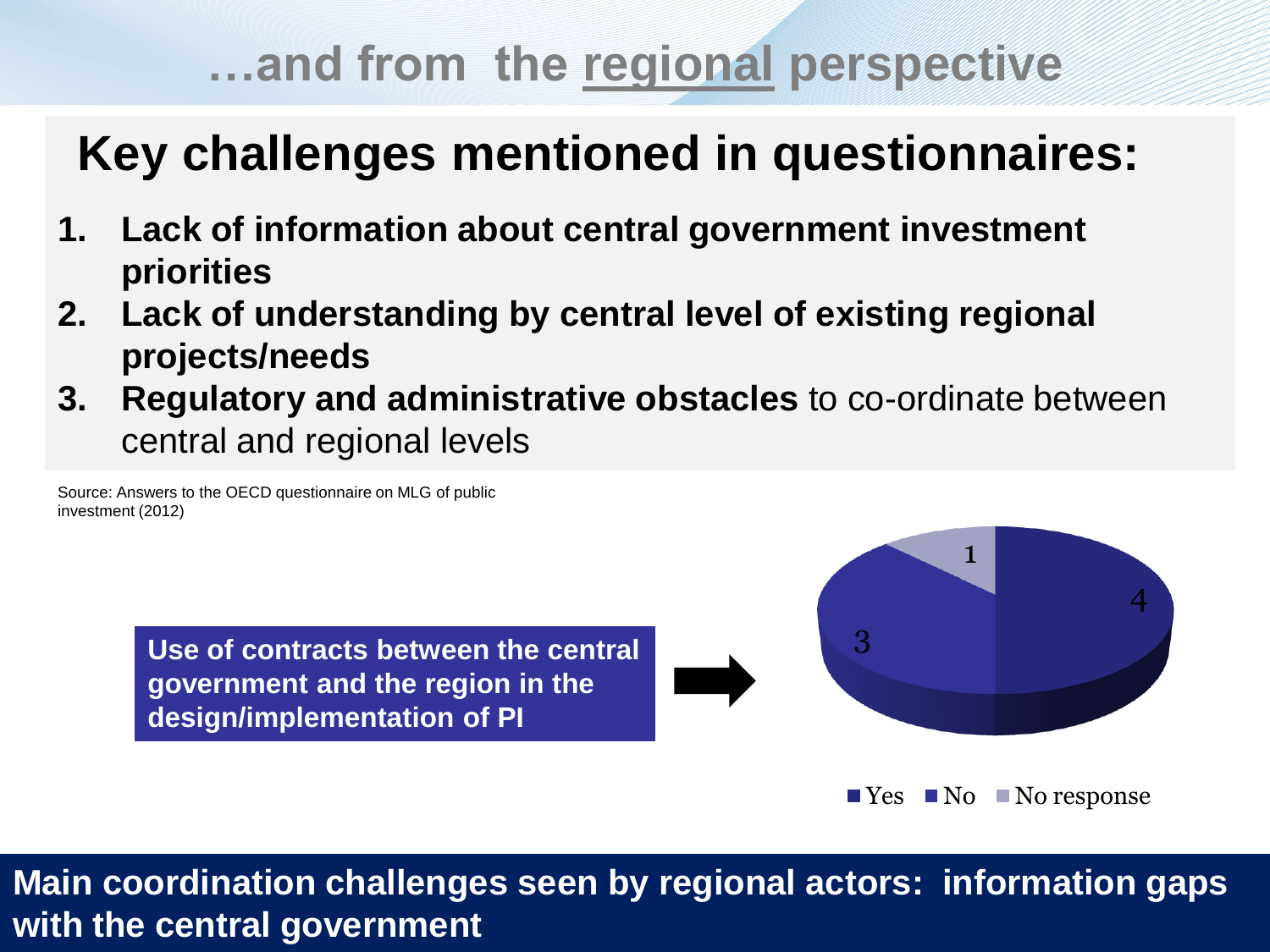# …and from the regional perspective

## Key challenges mentioned in questionnaires:

1. **Lack of information about central government investment priorities**
2. **Lack of understanding by central level of existing regional projects/needs**
3. **Regulatory and administrative obstacles** to co-ordinate between central and regional levels

Source: Answers to the OECD questionnaire on MLG of public investment (2012)

**Use of contracts between the central government and the region in the design/implementation of PI**

| Response | Count |
|---|---|
| Yes | 4 |
| No | 3 |
| No response | 1 |

**Main coordination challenges seen by regional actors: information gaps with the central government**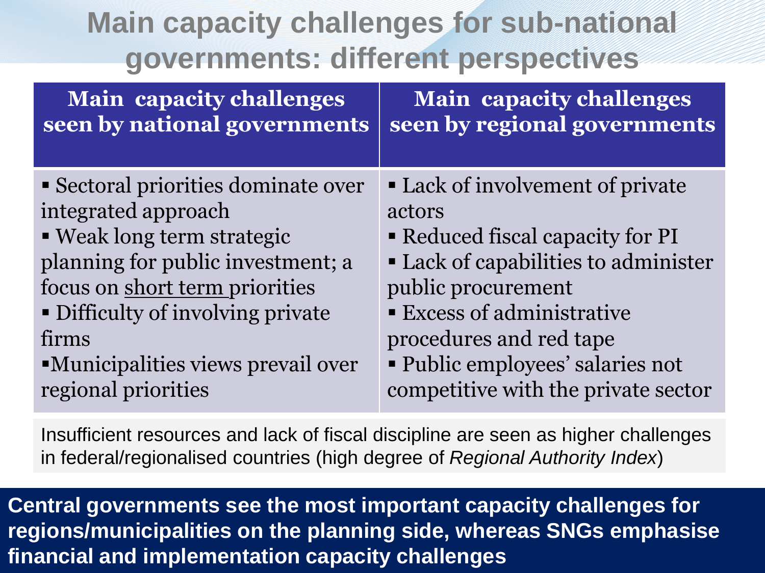# Main capacity challenges for sub-national governments: different perspectives

| Main capacity challenges seen by national governments | Main capacity challenges seen by regional governments |
| --- | --- |
| ▪ Sectoral priorities dominate over integrated approach<br>▪ Weak long term strategic planning for public investment; a focus on <u>short term</u> priorities<br>▪ Difficulty of involving private firms<br>▪ Municipalities views prevail over regional priorities | ▪ Lack of involvement of private actors<br>▪ Reduced fiscal capacity for PI<br>▪ Lack of capabilities to administer public procurement<br>▪ Excess of administrative procedures and red tape<br>▪ Public employees' salaries not competitive with the private sector |

Insufficient resources and lack of fiscal discipline are seen as higher challenges in federal/regionalised countries (high degree of *Regional Authority Index*)

**Central governments see the most important capacity challenges for regions/municipalities on the planning side, whereas SNGs emphasise financial and implementation capacity challenges**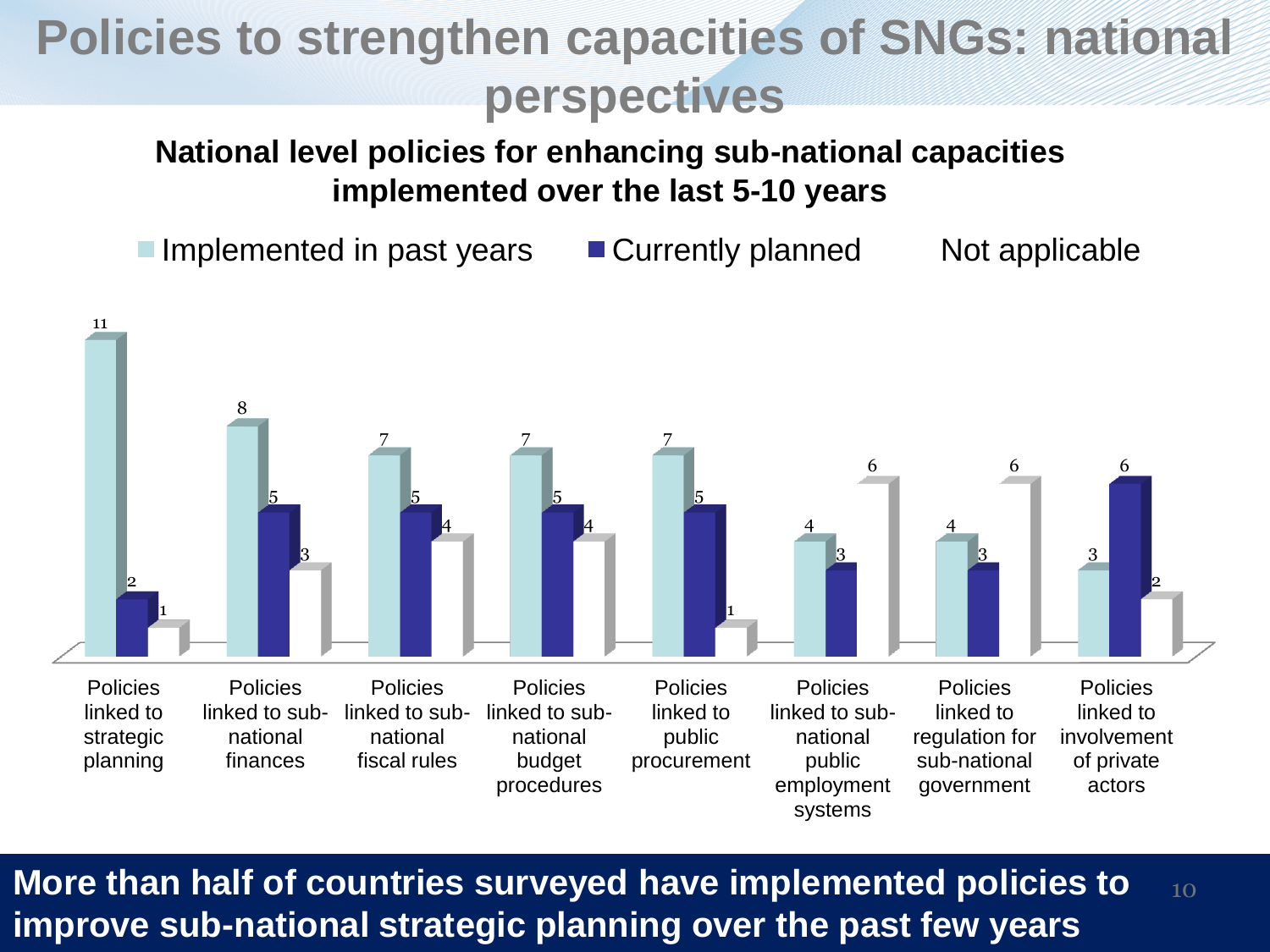# Policies to strengthen capacities of SNGs: national perspectives

**National level policies for enhancing sub-national capacities implemented over the last 5-10 years**

| | Implemented in past years | Currently planned | Not applicable |
|---|---|---|---|
| Policies linked to strategic planning | 11 | 2 | 1 |
| Policies linked to sub-national finances | 8 | 5 | 3 |
| Policies linked to sub-national fiscal rules | 7 | 5 | 4 |
| Policies linked to sub-national budget procedures | 7 | 5 | 4 |
| Policies linked to public procurement | 7 | 5 | 1 |
| Policies linked to sub-national public employment systems | 4 | 3 | 6 |
| Policies linked to regulation for sub-national government | 4 | 3 | 6 |
| Policies linked to involvement of private actors | 3 | 6 | 2 |

**More than half of countries surveyed have implemented policies to improve sub-national strategic planning over the past few years**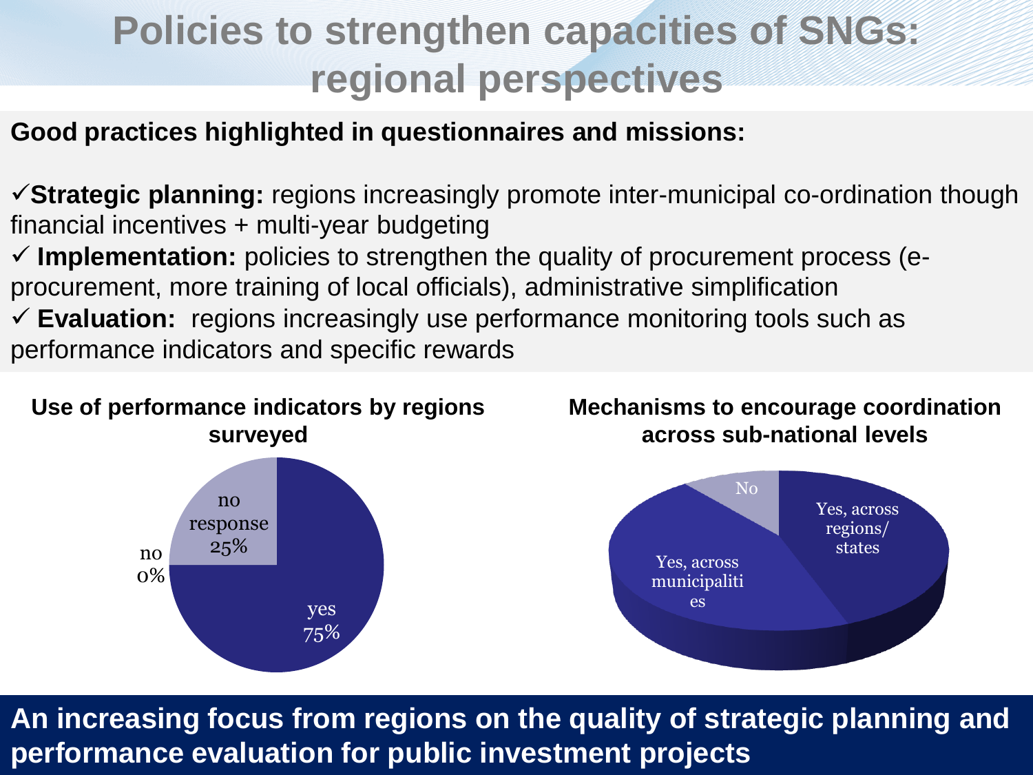# Policies to strengthen capacities of SNGs: regional perspectives

**Good practices highlighted in questionnaires and missions:**

✓**Strategic planning:** regions increasingly promote inter-municipal co-ordination though financial incentives + multi-year budgeting

✓ **Implementation:** policies to strengthen the quality of procurement process (e-procurement, more training of local officials), administrative simplification

✓ **Evaluation:** regions increasingly use performance monitoring tools such as performance indicators and specific rewards

**Use of performance indicators by regions surveyed**

- yes 75%
- no response 25%
- no 0%

**Mechanisms to encourage coordination across sub-national levels**

- Yes, across regions/ states
- Yes, across municipalities
- No

**An increasing focus from regions on the quality of strategic planning and performance evaluation for public investment projects**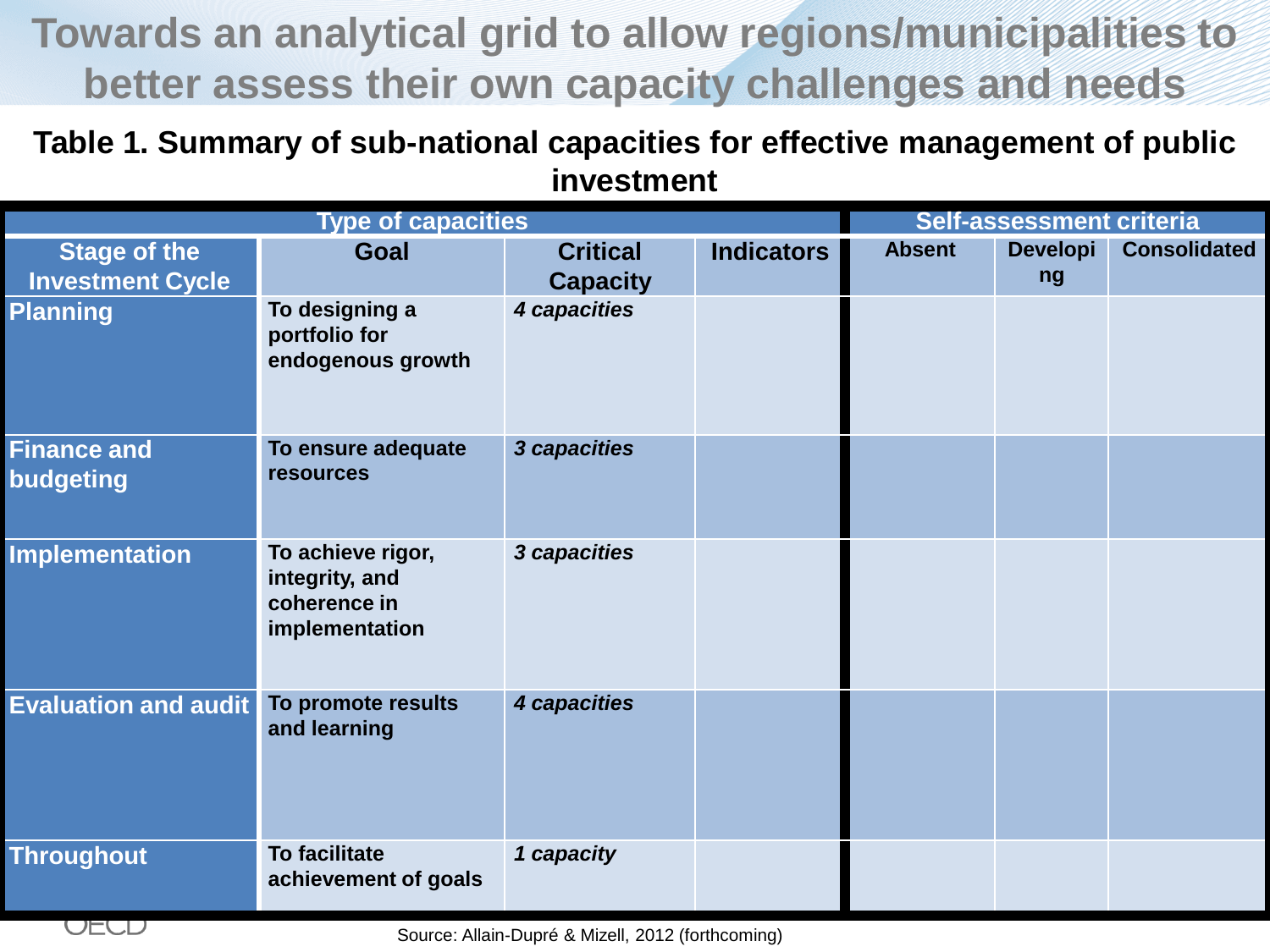# Towards an analytical grid to allow regions/municipalities to better assess their own capacity challenges and needs

**Table 1. Summary of sub-national capacities for effective management of public investment**

| Type of capacities | | | | Self-assessment criteria | | |
|---|---|---|---|---|---|---|
| **Stage of the Investment Cycle** | **Goal** | **Critical Capacity** | **Indicators** | **Absent** | **Developing** | **Consolidated** |
| **Planning** | **To designing a portfolio for endogenous growth** | ***4 capacities*** | | | | |
| **Finance and budgeting** | **To ensure adequate resources** | ***3 capacities*** | | | | |
| **Implementation** | **To achieve rigor, integrity, and coherence in implementation** | ***3 capacities*** | | | | |
| **Evaluation and audit** | **To promote results and learning** | ***4 capacities*** | | | | |
| **Throughout** | **To facilitate achievement of goals** | ***1 capacity*** | | | | |

Source: Allain-Dupré & Mizell, 2012 (forthcoming)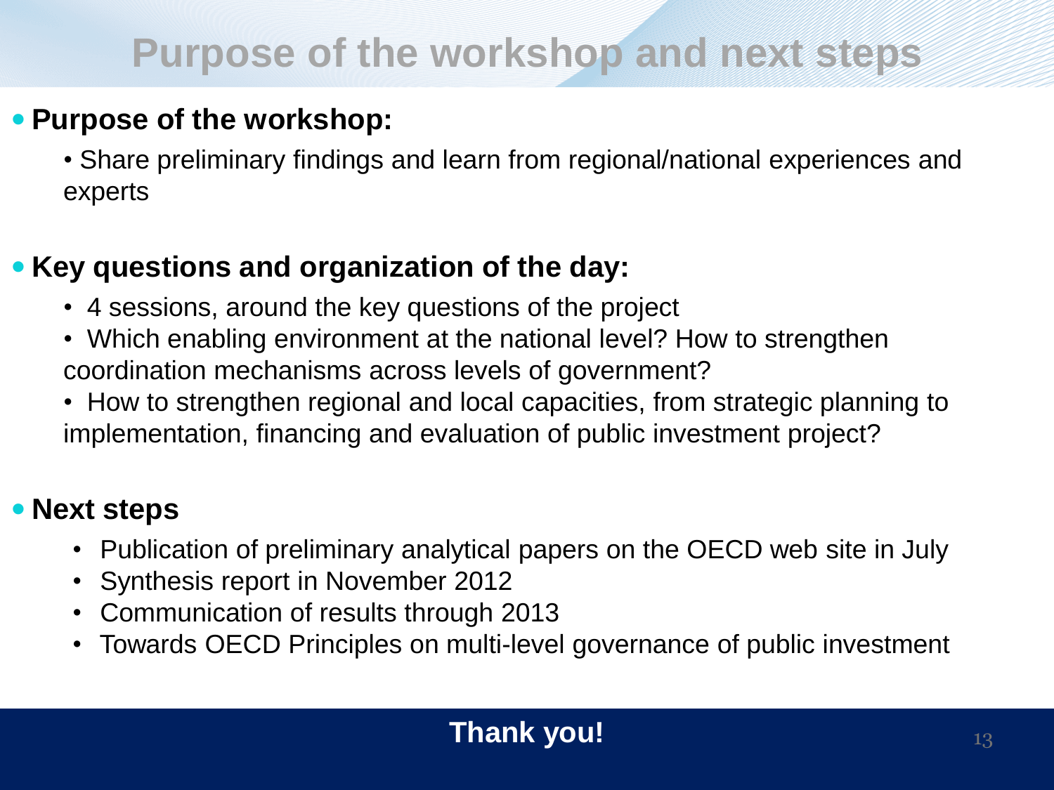# Purpose of the workshop and next steps

- **Purpose of the workshop:**
  - Share preliminary findings and learn from regional/national experiences and experts

- **Key questions and organization of the day:**
  - 4 sessions, around the key questions of the project
  - Which enabling environment at the national level? How to strengthen coordination mechanisms across levels of government?
  - How to strengthen regional and local capacities, from strategic planning to implementation, financing and evaluation of public investment project?

- **Next steps**
  - Publication of preliminary analytical papers on the OECD web site in July
  - Synthesis report in November 2012
  - Communication of results through 2013
  - Towards OECD Principles on multi-level governance of public investment

**Thank you!**